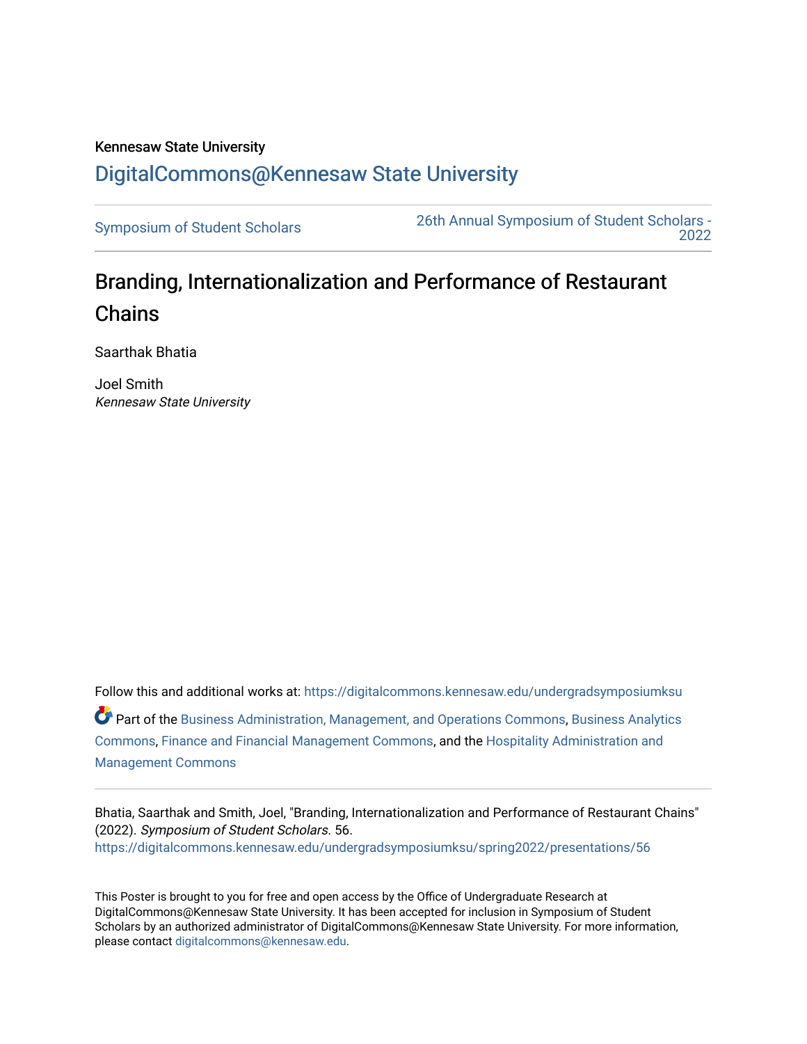Kennesaw State University

DigitalCommons@Kennesaw State University

Symposium of Student Scholars

26th Annual Symposium of Student Scholars - 2022

# Branding, Internationalization and Performance of Restaurant Chains

Saarthak Bhatia

Joel Smith
*Kennesaw State University*

Follow this and additional works at: https://digitalcommons.kennesaw.edu/undergradsymposiumksu

Part of the Business Administration, Management, and Operations Commons, Business Analytics Commons, Finance and Financial Management Commons, and the Hospitality Administration and Management Commons

Bhatia, Saarthak and Smith, Joel, "Branding, Internationalization and Performance of Restaurant Chains" (2022). *Symposium of Student Scholars*. 56.
https://digitalcommons.kennesaw.edu/undergradsymposiumksu/spring2022/presentations/56

This Poster is brought to you for free and open access by the Office of Undergraduate Research at DigitalCommons@Kennesaw State University. It has been accepted for inclusion in Symposium of Student Scholars by an authorized administrator of DigitalCommons@Kennesaw State University. For more information, please contact digitalcommons@kennesaw.edu.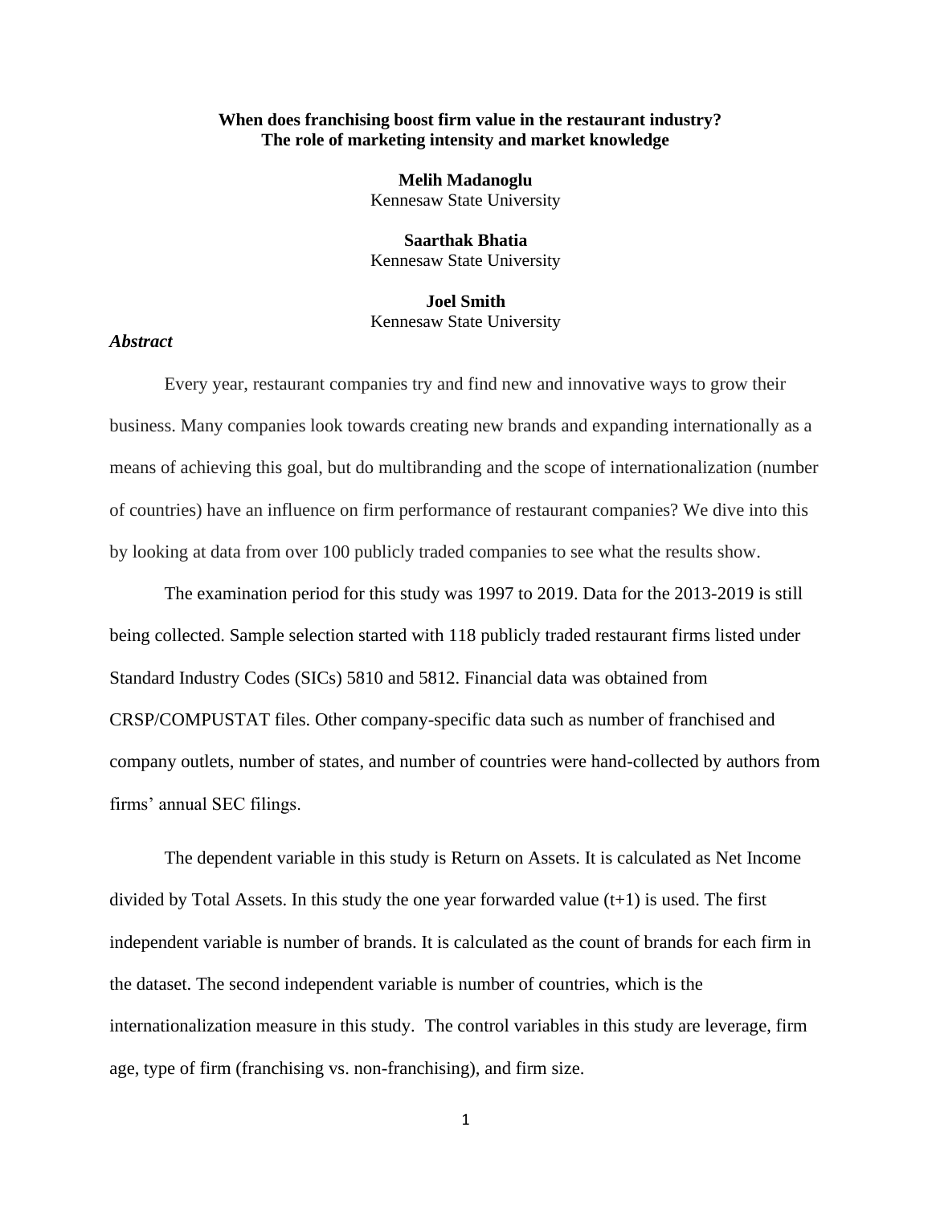**When does franchising boost firm value in the restaurant industry?
The role of marketing intensity and market knowledge**

**Melih Madanoglu**
Kennesaw State University

**Saarthak Bhatia**
Kennesaw State University

**Joel Smith**
Kennesaw State University

***Abstract***

Every year, restaurant companies try and find new and innovative ways to grow their business. Many companies look towards creating new brands and expanding internationally as a means of achieving this goal, but do multibranding and the scope of internationalization (number of countries) have an influence on firm performance of restaurant companies? We dive into this by looking at data from over 100 publicly traded companies to see what the results show.

The examination period for this study was 1997 to 2019. Data for the 2013-2019 is still being collected. Sample selection started with 118 publicly traded restaurant firms listed under Standard Industry Codes (SICs) 5810 and 5812. Financial data was obtained from CRSP/COMPUSTAT files. Other company-specific data such as number of franchised and company outlets, number of states, and number of countries were hand-collected by authors from firms' annual SEC filings.

The dependent variable in this study is Return on Assets. It is calculated as Net Income divided by Total Assets. In this study the one year forwarded value (t+1) is used. The first independent variable is number of brands. It is calculated as the count of brands for each firm in the dataset. The second independent variable is number of countries, which is the internationalization measure in this study. The control variables in this study are leverage, firm age, type of firm (franchising vs. non-franchising), and firm size.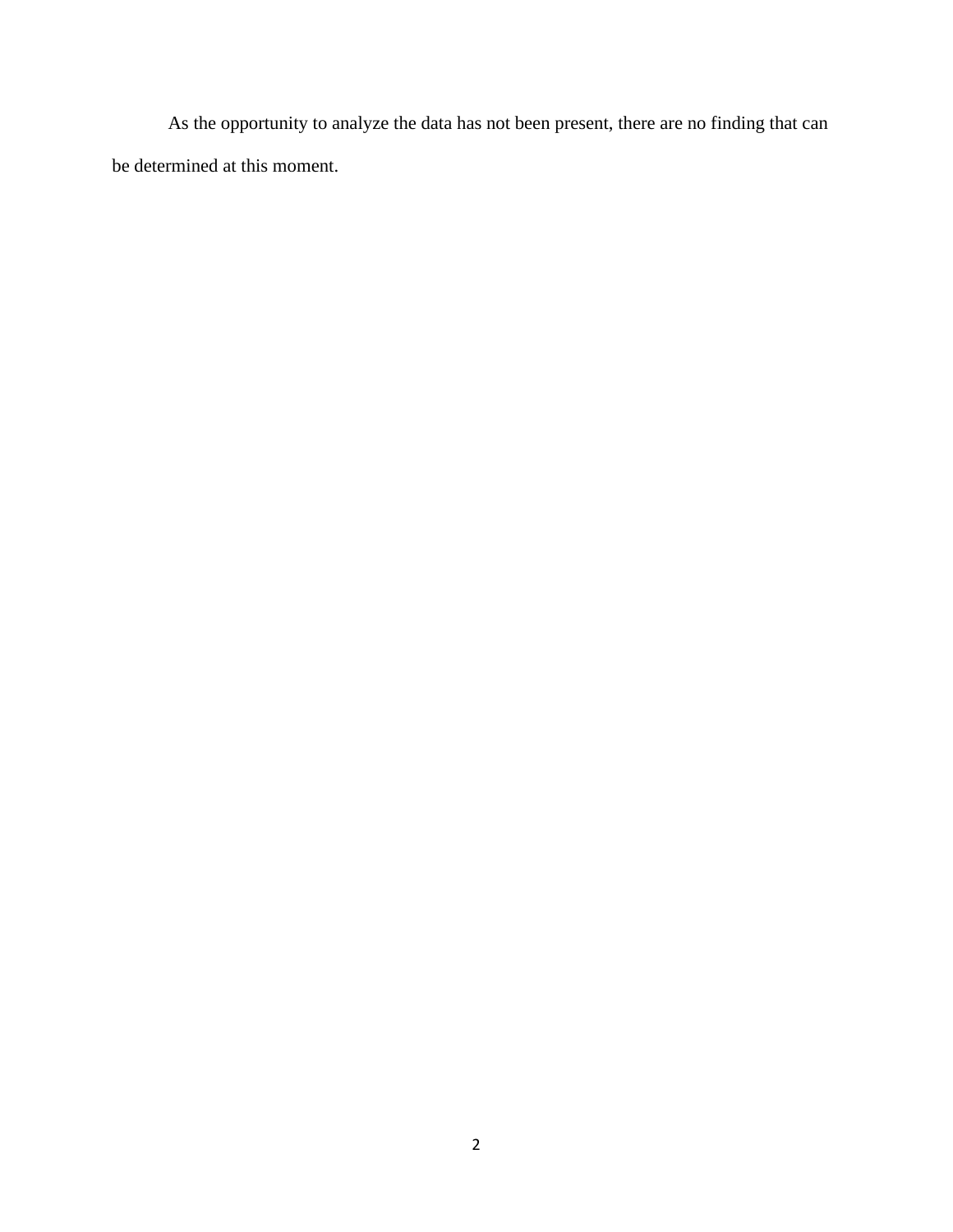As the opportunity to analyze the data has not been present, there are no finding that can be determined at this moment.